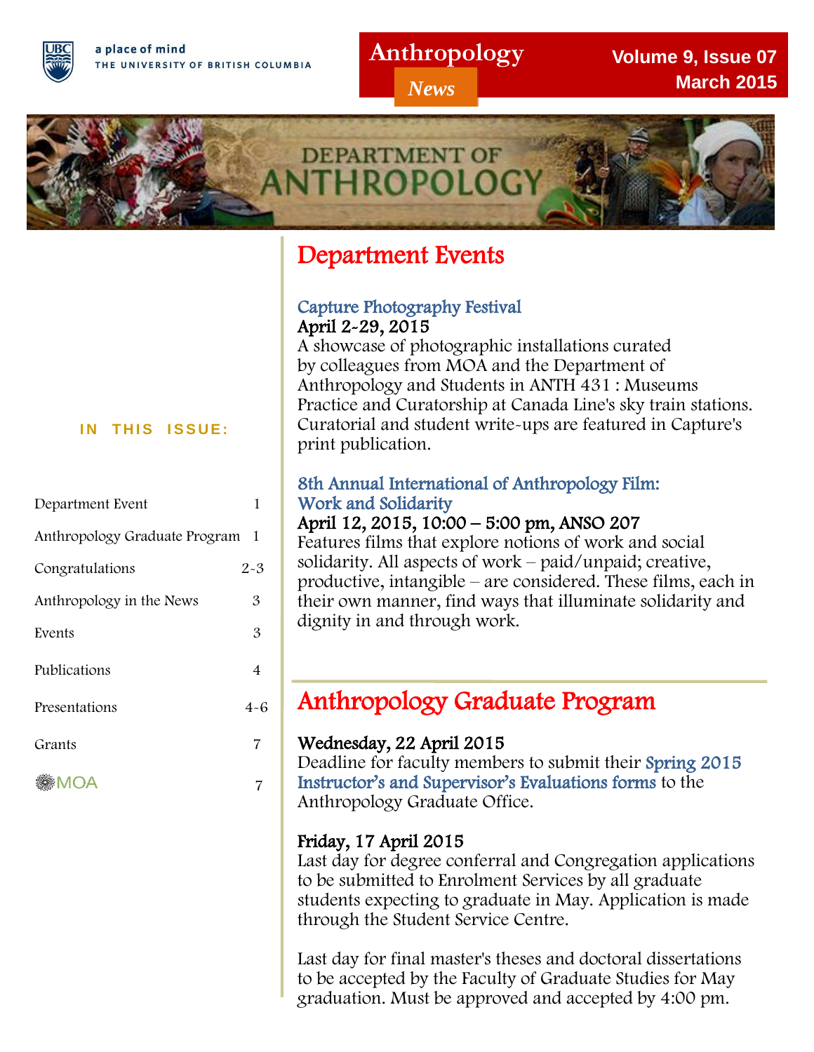a place of mind
THE UNIVERSITY OF BRITISH COLUMBIA

# Anthropology *News*

Volume 9, Issue 07
March 2015

DEPARTMENT OF ANTHROPOLOGY

**IN THIS ISSUE:**

| | |
|---|---|
| Department Event | 1 |
| Anthropology Graduate Program | 1 |
| Congratulations | 2-3 |
| Anthropology in the News | 3 |
| Events | 3 |
| Publications | 4 |
| Presentations | 4-6 |
| Grants | 7 |
| MOA | 7 |

## Department Events

### Capture Photography Festival

**April 2-29, 2015**

A showcase of photographic installations curated by colleagues from MOA and the Department of Anthropology and Students in ANTH 431 : Museums Practice and Curatorship at Canada Line's sky train stations. Curatorial and student write-ups are featured in Capture's print publication.

### 8th Annual International of Anthropology Film: Work and Solidarity

**April 12, 2015, 10:00 – 5:00 pm, ANSO 207**

Features films that explore notions of work and social solidarity. All aspects of work – paid/unpaid; creative, productive, intangible – are considered. These films, each in their own manner, find ways that illuminate solidarity and dignity in and through work.

## Anthropology Graduate Program

**Wednesday, 22 April 2015**

Deadline for faculty members to submit their Spring 2015 Instructor's and Supervisor's Evaluations forms to the Anthropology Graduate Office.

**Friday, 17 April 2015**

Last day for degree conferral and Congregation applications to be submitted to Enrolment Services by all graduate students expecting to graduate in May. Application is made through the Student Service Centre.

Last day for final master's theses and doctoral dissertations to be accepted by the Faculty of Graduate Studies for May graduation. Must be approved and accepted by 4:00 pm.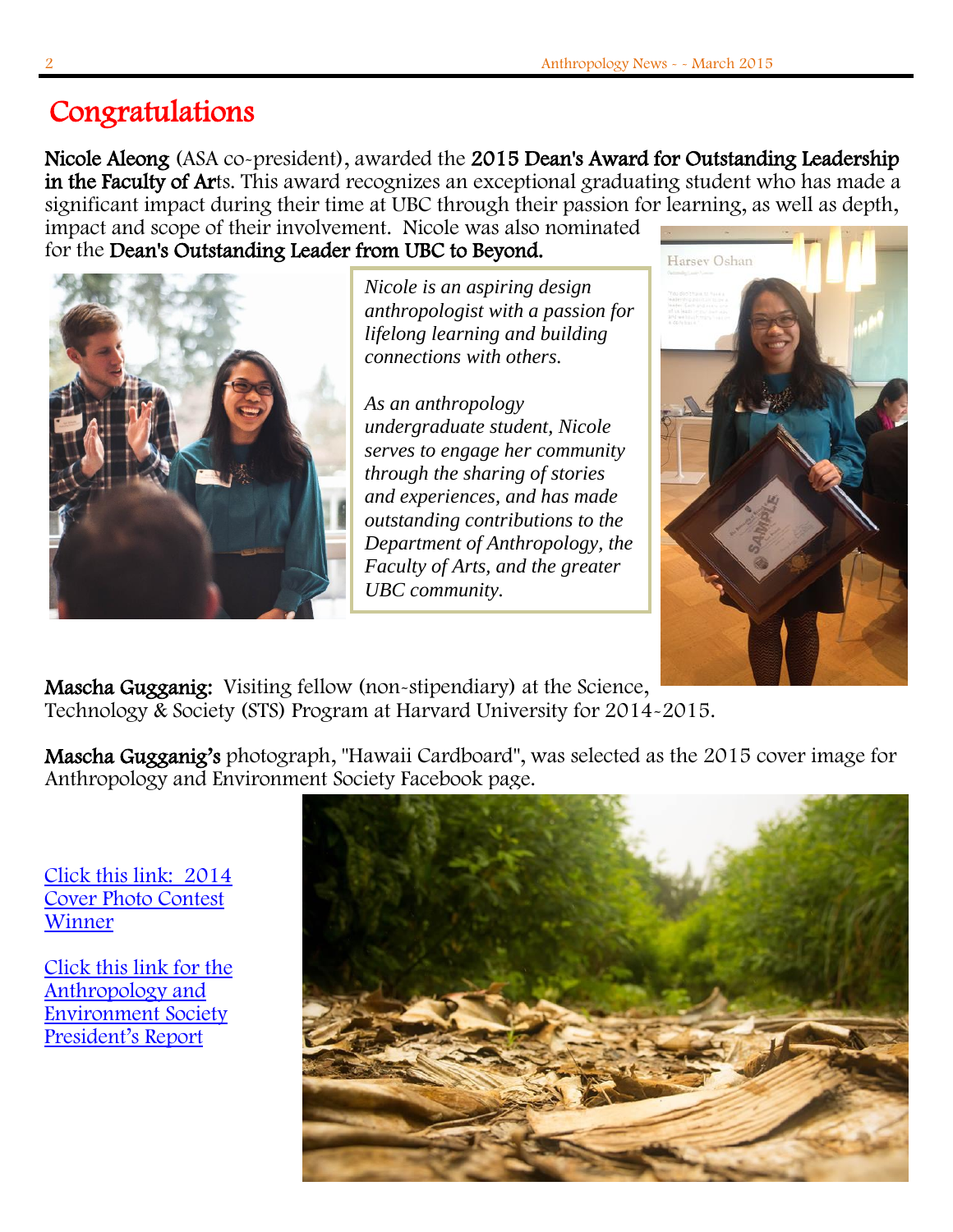# Congratulations

**Nicole Aleong** (ASA co-president), awarded the **2015 Dean's Award for Outstanding Leadership in the Faculty of Ar**ts. This award recognizes an exceptional graduating student who has made a significant impact during their time at UBC through their passion for learning, as well as depth, impact and scope of their involvement. Nicole was also nominated for the **Dean's Outstanding Leader from UBC to Beyond.**

*Nicole is an aspiring design anthropologist with a passion for lifelong learning and building connections with others.*

*As an anthropology undergraduate student, Nicole serves to engage her community through the sharing of stories and experiences, and has made outstanding contributions to the Department of Anthropology, the Faculty of Arts, and the greater UBC community.*

**Mascha Gugganig:** Visiting fellow (non-stipendiary) at the Science, Technology & Society (STS) Program at Harvard University for 2014-2015.

**Mascha Gugganig's** photograph, "Hawaii Cardboard", was selected as the 2015 cover image for Anthropology and Environment Society Facebook page.

[Click this link: 2014 Cover Photo Contest Winner]

[Click this link for the Anthropology and Environment Society President's Report]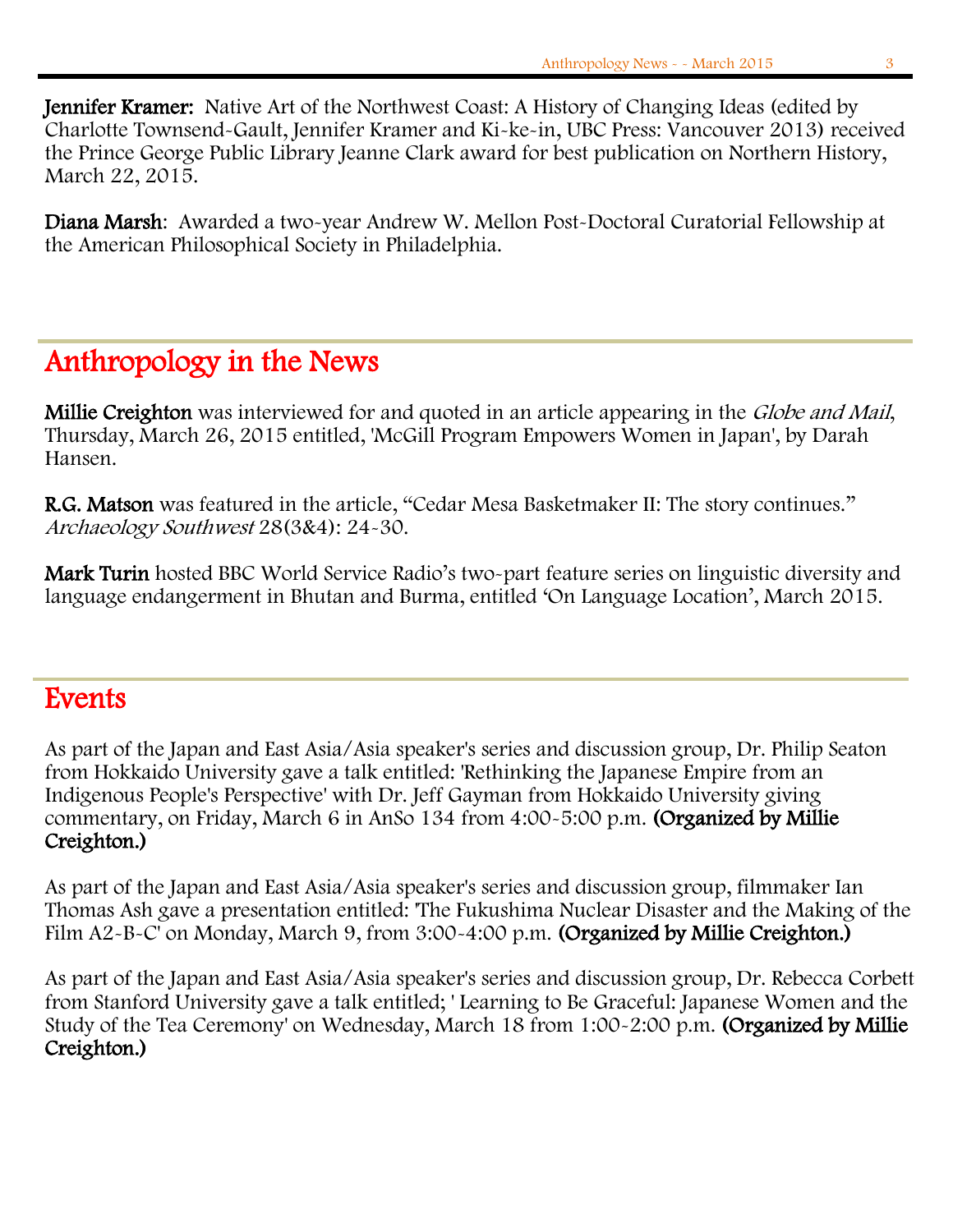**Jennifer Kramer:** Native Art of the Northwest Coast: A History of Changing Ideas (edited by Charlotte Townsend-Gault, Jennifer Kramer and Ki-ke-in, UBC Press: Vancouver 2013) received the Prince George Public Library Jeanne Clark award for best publication on Northern History, March 22, 2015.

**Diana Marsh**: Awarded a two-year Andrew W. Mellon Post-Doctoral Curatorial Fellowship at the American Philosophical Society in Philadelphia.

## Anthropology in the News

**Millie Creighton** was interviewed for and quoted in an article appearing in the *Globe and Mail*, Thursday, March 26, 2015 entitled, 'McGill Program Empowers Women in Japan', by Darah Hansen.

**R.G. Matson** was featured in the article, "Cedar Mesa Basketmaker II: The story continues." *Archaeology Southwest* 28(3&4): 24-30.

**Mark Turin** hosted BBC World Service Radio's two-part feature series on linguistic diversity and language endangerment in Bhutan and Burma, entitled 'On Language Location', March 2015.

## Events

As part of the Japan and East Asia/Asia speaker's series and discussion group, Dr. Philip Seaton from Hokkaido University gave a talk entitled: 'Rethinking the Japanese Empire from an Indigenous People's Perspective' with Dr. Jeff Gayman from Hokkaido University giving commentary, on Friday, March 6 in AnSo 134 from 4:00-5:00 p.m. **(Organized by Millie Creighton.)**

As part of the Japan and East Asia/Asia speaker's series and discussion group, filmmaker Ian Thomas Ash gave a presentation entitled: 'The Fukushima Nuclear Disaster and the Making of the Film A2-B-C' on Monday, March 9, from 3:00-4:00 p.m. **(Organized by Millie Creighton.)**

As part of the Japan and East Asia/Asia speaker's series and discussion group, Dr. Rebecca Corbett from Stanford University gave a talk entitled; ' Learning to Be Graceful: Japanese Women and the Study of the Tea Ceremony' on Wednesday, March 18 from 1:00-2:00 p.m. **(Organized by Millie Creighton.)**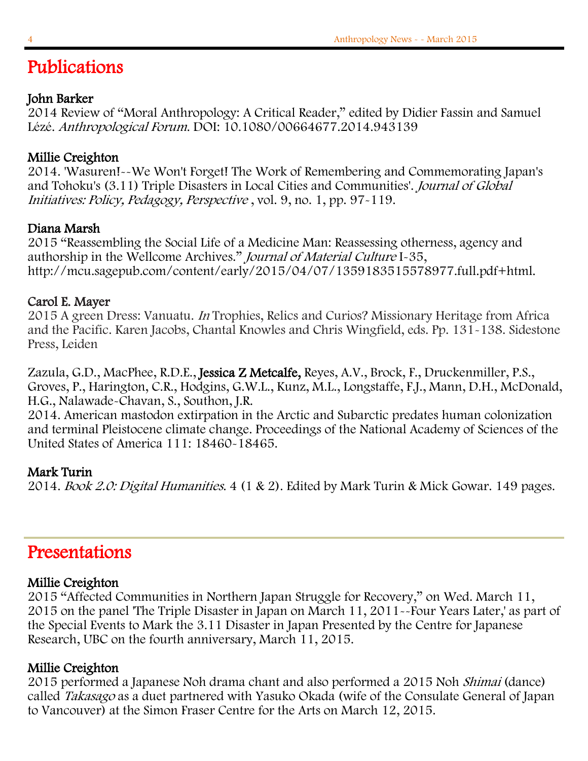# Publications

### John Barker

2014 Review of "Moral Anthropology: A Critical Reader," edited by Didier Fassin and Samuel Lézé. *Anthropological Forum*. DOI: 10.1080/00664677.2014.943139

### Millie Creighton

2014. 'Wasuren!--We Won't Forget! The Work of Remembering and Commemorating Japan's and Tohoku's (3.11) Triple Disasters in Local Cities and Communities'. *Journal of Global Initiatives: Policy, Pedagogy, Perspective* , vol. 9, no. 1, pp. 97-119.

### Diana Marsh

2015 "Reassembling the Social Life of a Medicine Man: Reassessing otherness, agency and authorship in the Wellcome Archives." *Journal of Material Culture* I-35, http://mcu.sagepub.com/content/early/2015/04/07/1359183515578977.full.pdf+html.

### Carol E. Mayer

2015 A green Dress: Vanuatu. *In* Trophies, Relics and Curios? Missionary Heritage from Africa and the Pacific. Karen Jacobs, Chantal Knowles and Chris Wingfield, eds. Pp. 131-138. Sidestone Press, Leiden

Zazula, G.D., MacPhee, R.D.E., **Jessica Z Metcalfe,** Reyes, A.V., Brock, F., Druckenmiller, P.S., Groves, P., Harington, C.R., Hodgins, G.W.L., Kunz, M.L., Longstaffe, F.J., Mann, D.H., McDonald, H.G., Nalawade-Chavan, S., Southon, J.R.
2014. American mastodon extirpation in the Arctic and Subarctic predates human colonization and terminal Pleistocene climate change. Proceedings of the National Academy of Sciences of the United States of America 111: 18460-18465.

### Mark Turin

2014. *Book 2.0: Digital Humanities*. 4 (1 & 2). Edited by Mark Turin & Mick Gowar. 149 pages.

# Presentations

### Millie Creighton

2015 "Affected Communities in Northern Japan Struggle for Recovery," on Wed. March 11, 2015 on the panel 'The Triple Disaster in Japan on March 11, 2011--Four Years Later,' as part of the Special Events to Mark the 3.11 Disaster in Japan Presented by the Centre for Japanese Research, UBC on the fourth anniversary, March 11, 2015.

### Millie Creighton

2015 performed a Japanese Noh drama chant and also performed a 2015 Noh *Shimai* (dance) called *Takasago* as a duet partnered with Yasuko Okada (wife of the Consulate General of Japan to Vancouver) at the Simon Fraser Centre for the Arts on March 12, 2015.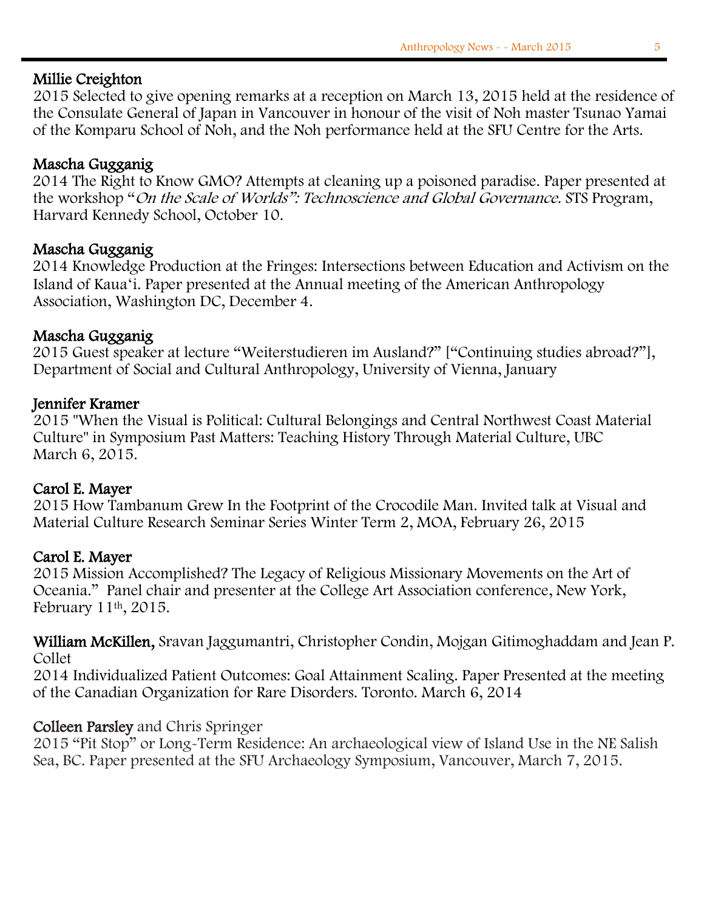**Millie Creighton**
2015 Selected to give opening remarks at a reception on March 13, 2015 held at the residence of the Consulate General of Japan in Vancouver in honour of the visit of Noh master Tsunao Yamai of the Komparu School of Noh, and the Noh performance held at the SFU Centre for the Arts.

**Mascha Gugganig**
2014 The Right to Know GMO? Attempts at cleaning up a poisoned paradise. Paper presented at the workshop "*On the Scale of Worlds": Technoscience and Global Governance.* STS Program, Harvard Kennedy School, October 10.

**Mascha Gugganig**
2014 Knowledge Production at the Fringes: Intersections between Education and Activism on the Island of Kaua'i. Paper presented at the Annual meeting of the American Anthropology Association, Washington DC, December 4.

**Mascha Gugganig**
2015 Guest speaker at lecture "Weiterstudieren im Ausland?" ["Continuing studies abroad?"], Department of Social and Cultural Anthropology, University of Vienna, January

**Jennifer Kramer**
2015 "When the Visual is Political: Cultural Belongings and Central Northwest Coast Material Culture" in Symposium Past Matters: Teaching History Through Material Culture, UBC March 6, 2015.

**Carol E. Mayer**
2015 How Tambanum Grew In the Footprint of the Crocodile Man. Invited talk at Visual and Material Culture Research Seminar Series Winter Term 2, MOA, February 26, 2015

**Carol E. Mayer**
2015 Mission Accomplished? The Legacy of Religious Missionary Movements on the Art of Oceania." Panel chair and presenter at the College Art Association conference, New York, February 11th, 2015.

**William McKillen,** Sravan Jaggumantri, Christopher Condin, Mojgan Gitimoghaddam and Jean P. Collet
2014 Individualized Patient Outcomes: Goal Attainment Scaling. Paper Presented at the meeting of the Canadian Organization for Rare Disorders. Toronto. March 6, 2014

**Colleen Parsley** and Chris Springer
2015 "Pit Stop" or Long-Term Residence: An archaeological view of Island Use in the NE Salish Sea, BC. Paper presented at the SFU Archaeology Symposium, Vancouver, March 7, 2015.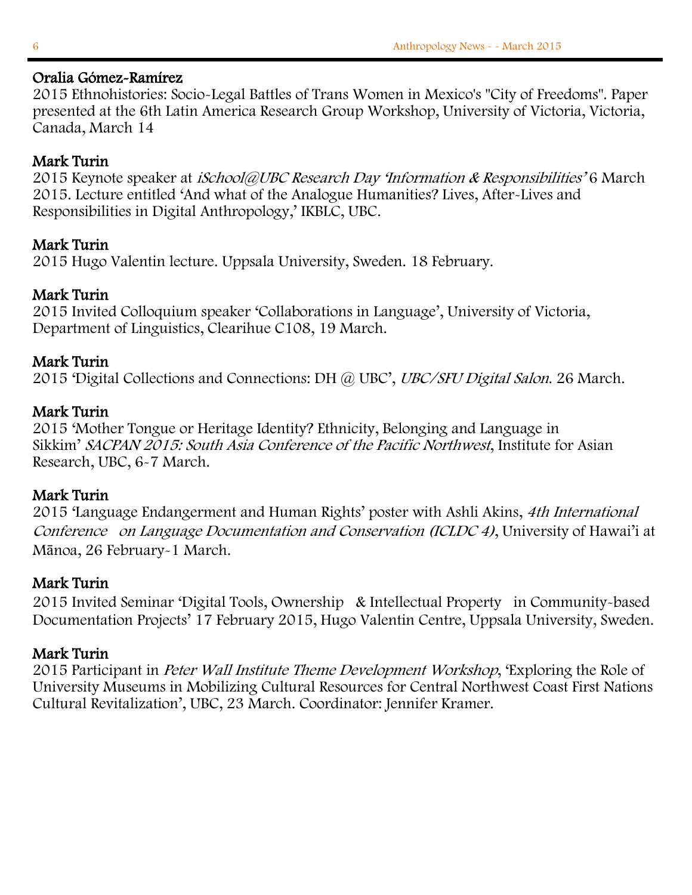**Oralia Gómez-Ramírez**
2015 Ethnohistories: Socio-Legal Battles of Trans Women in Mexico's "City of Freedoms". Paper presented at the 6th Latin America Research Group Workshop, University of Victoria, Victoria, Canada, March 14

**Mark Turin**
2015 Keynote speaker at *iSchool@UBC Research Day 'Information & Responsibilities'* 6 March 2015. Lecture entitled 'And what of the Analogue Humanities? Lives, After-Lives and Responsibilities in Digital Anthropology,' IKBLC, UBC.

**Mark Turin**
2015 Hugo Valentin lecture. Uppsala University, Sweden. 18 February.

**Mark Turin**
2015 Invited Colloquium speaker 'Collaborations in Language', University of Victoria, Department of Linguistics, Clearihue C108, 19 March.

**Mark Turin**
2015 'Digital Collections and Connections: DH @ UBC', *UBC/SFU Digital Salon*. 26 March.

**Mark Turin**
2015 'Mother Tongue or Heritage Identity? Ethnicity, Belonging and Language in Sikkim' *SACPAN 2015: South Asia Conference of the Pacific Northwest*, Institute for Asian Research, UBC, 6-7 March.

**Mark Turin**
2015 'Language Endangerment and Human Rights' poster with Ashli Akins, *4th International Conference on Language Documentation and Conservation (ICLDC 4)*, University of Hawai'i at Mānoa, 26 February-1 March.

**Mark Turin**
2015 Invited Seminar 'Digital Tools, Ownership & Intellectual Property in Community-based Documentation Projects' 17 February 2015, Hugo Valentin Centre, Uppsala University, Sweden.

**Mark Turin**
2015 Participant in *Peter Wall Institute Theme Development Workshop*, 'Exploring the Role of University Museums in Mobilizing Cultural Resources for Central Northwest Coast First Nations Cultural Revitalization', UBC, 23 March. Coordinator: Jennifer Kramer.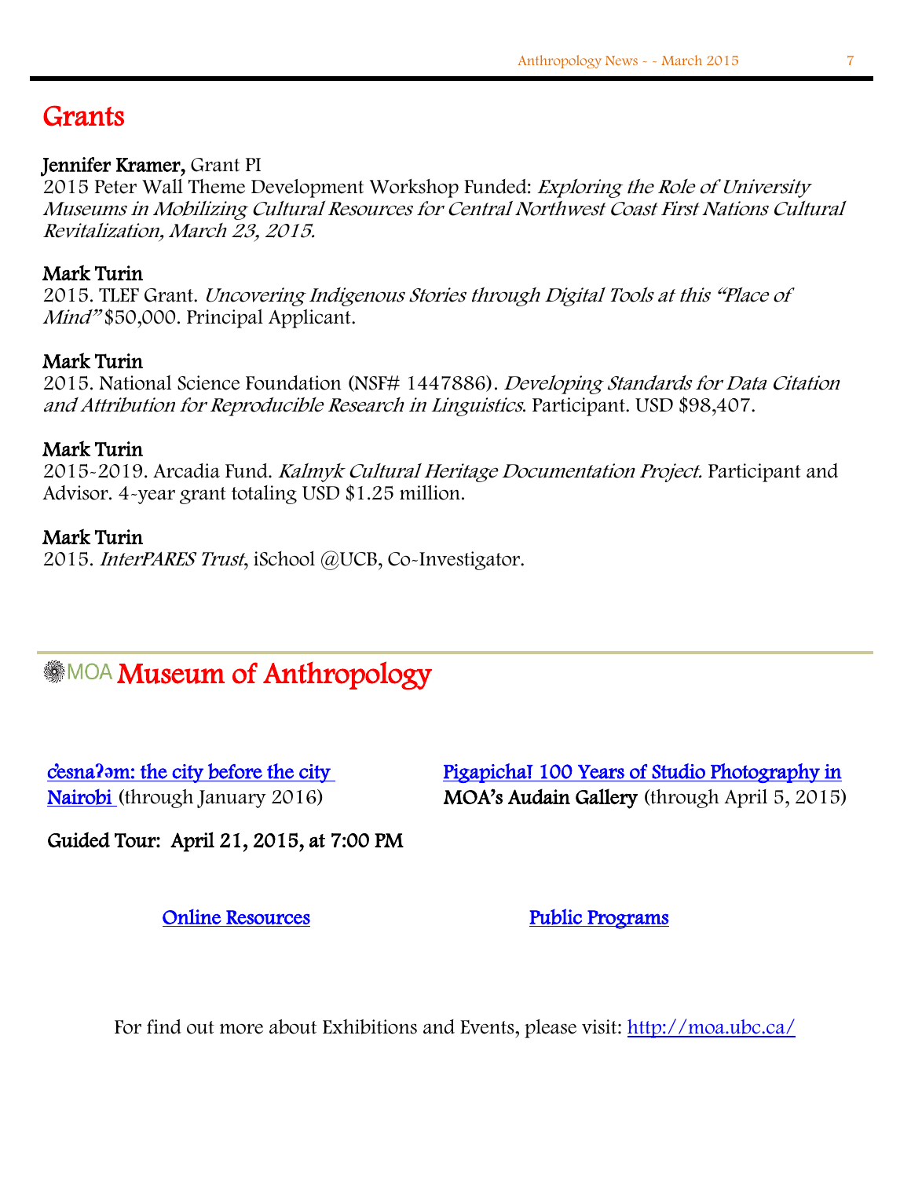# Grants

**Jennifer Kramer,** Grant PI
2015 Peter Wall Theme Development Workshop Funded: *Exploring the Role of University Museums in Mobilizing Cultural Resources for Central Northwest Coast First Nations Cultural Revitalization, March 23, 2015.*

**Mark Turin**
2015. TLEF Grant. *Uncovering Indigenous Stories through Digital Tools at this "Place of Mind"* $50,000. Principal Applicant.

**Mark Turin**
2015. National Science Foundation (NSF# 1447886). *Developing Standards for Data Citation and Attribution for Reproducible Research in Linguistics*. Participant. USD $98,407.

**Mark Turin**
2015-2019. Arcadia Fund. *Kalmyk Cultural Heritage Documentation Project.* Participant and Advisor. 4-year grant totaling USD $1.25 million.

**Mark Turin**
2015. *InterPARES Trust*, iSchool @UCB, Co-Investigator.

# MOA Museum of Anthropology

c̓əsnaʔəm: the city before the city (through January 2016)

Guided Tour: April 21, 2015, at 7:00 PM

Pigapicha! 100 Years of Studio Photography in Nairobi **MOA's Audain Gallery** (through April 5, 2015)

Online Resources

Public Programs

For find out more about Exhibitions and Events, please visit: http://moa.ubc.ca/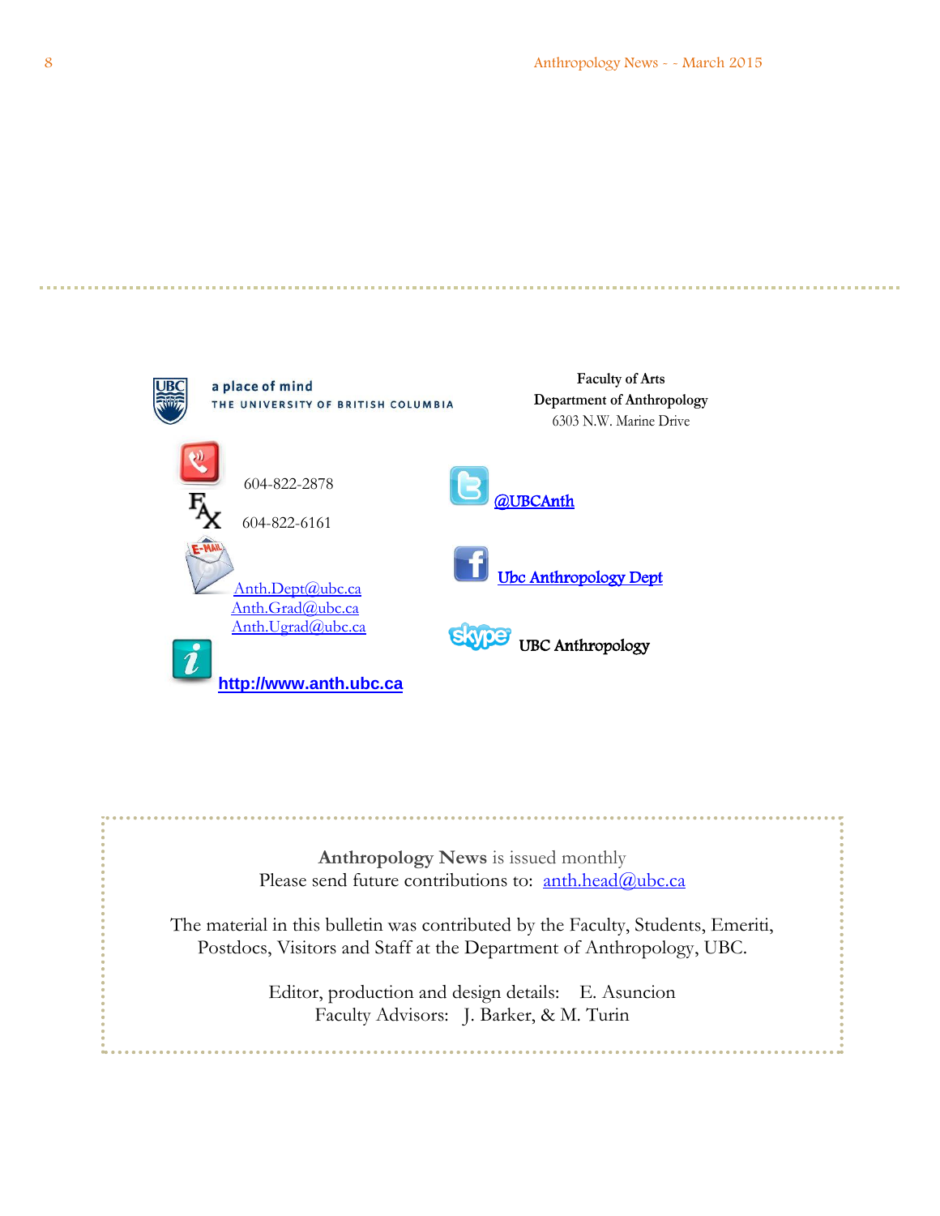a place of mind
THE UNIVERSITY OF BRITISH COLUMBIA

**Faculty of Arts**
**Department of Anthropology**
6303 N.W. Marine Drive

604-822-2878

604-822-6161

Anth.Dept@ubc.ca
Anth.Grad@ubc.ca
Anth.Ugrad@ubc.ca

**http://www.anth.ubc.ca**

@UBCAnth

Ubc Anthropology Dept

UBC Anthropology

---

**Anthropology News** is issued monthly
Please send future contributions to: anth.head@ubc.ca

The material in this bulletin was contributed by the Faculty, Students, Emeriti, Postdocs, Visitors and Staff at the Department of Anthropology, UBC.

Editor, production and design details: E. Asuncion
Faculty Advisors: J. Barker, & M. Turin